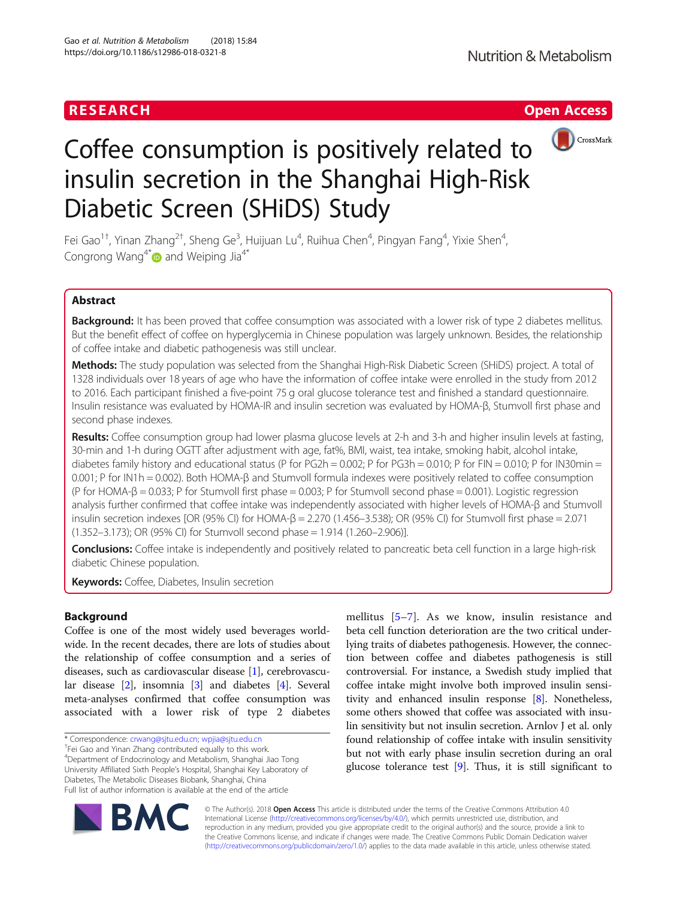RESEARCH

Open Access

# Coffee consumption is positively related to insulin secretion in the Shanghai High-Risk Diabetic Screen (SHiDS) Study

Fei Gao[1†], Yinan Zhang[2†], Sheng Ge[3], Huijuan Lu[4], Ruihua Chen[4], Pingyan Fang[4], Yixie Shen[4], Congrong Wang[4*] and Weiping Jia[4*]

## Abstract

**Background:** It has been proved that coffee consumption was associated with a lower risk of type 2 diabetes mellitus. But the benefit effect of coffee on hyperglycemia in Chinese population was largely unknown. Besides, the relationship of coffee intake and diabetic pathogenesis was still unclear.

**Methods:** The study population was selected from the Shanghai High-Risk Diabetic Screen (SHiDS) project. A total of 1328 individuals over 18 years of age who have the information of coffee intake were enrolled in the study from 2012 to 2016. Each participant finished a five-point 75 g oral glucose tolerance test and finished a standard questionnaire. Insulin resistance was evaluated by HOMA-IR and insulin secretion was evaluated by HOMA-β, Stumvoll first phase and second phase indexes.

**Results:** Coffee consumption group had lower plasma glucose levels at 2-h and 3-h and higher insulin levels at fasting, 30-min and 1-h during OGTT after adjustment with age, fat%, BMI, waist, tea intake, smoking habit, alcohol intake, diabetes family history and educational status (P for PG2h = 0.002; P for PG3h = 0.010; P for FIN = 0.010; P for IN30min = 0.001; P for IN1h = 0.002). Both HOMA-β and Stumvoll formula indexes were positively related to coffee consumption (P for HOMA-β = 0.033; P for Stumvoll first phase = 0.003; P for Stumvoll second phase = 0.001). Logistic regression analysis further confirmed that coffee intake was independently associated with higher levels of HOMA-β and Stumvoll insulin secretion indexes [OR (95% CI) for HOMA-β = 2.270 (1.456–3.538); OR (95% CI) for Stumvoll first phase = 2.071 (1.352–3.173); OR (95% CI) for Stumvoll second phase = 1.914 (1.260–2.906)].

**Conclusions:** Coffee intake is independently and positively related to pancreatic beta cell function in a large high-risk diabetic Chinese population.

**Keywords:** Coffee, Diabetes, Insulin secretion

## Background

Coffee is one of the most widely used beverages worldwide. In the recent decades, there are lots of studies about the relationship of coffee consumption and a series of diseases, such as cardiovascular disease [1], cerebrovascular disease [2], insomnia [3] and diabetes [4]. Several meta-analyses confirmed that coffee consumption was associated with a lower risk of type 2 diabetes mellitus [5–7]. As we know, insulin resistance and beta cell function deterioration are the two critical underlying traits of diabetes pathogenesis. However, the connection between coffee and diabetes pathogenesis is still controversial. For instance, a Swedish study implied that coffee intake might involve both improved insulin sensitivity and enhanced insulin response [8]. Nonetheless, some others showed that coffee was associated with insulin sensitivity but not insulin secretion. Arnlov J et al. only found relationship of coffee intake with insulin sensitivity but not with early phase insulin secretion during an oral glucose tolerance test [9]. Thus, it is still significant to

* Correspondence: crwang@sjtu.edu.cn; wpjia@sjtu.edu.cn
†Fei Gao and Yinan Zhang contributed equally to this work.
[4]Department of Endocrinology and Metabolism, Shanghai Jiao Tong University Affiliated Sixth People's Hospital, Shanghai Key Laboratory of Diabetes, The Metabolic Diseases Biobank, Shanghai, China
Full list of author information is available at the end of the article

© The Author(s). 2018 **Open Access** This article is distributed under the terms of the Creative Commons Attribution 4.0 International License (http://creativecommons.org/licenses/by/4.0/), which permits unrestricted use, distribution, and reproduction in any medium, provided you give appropriate credit to the original author(s) and the source, provide a link to the Creative Commons license, and indicate if changes were made. The Creative Commons Public Domain Dedication waiver (http://creativecommons.org/publicdomain/zero/1.0/) applies to the data made available in this article, unless otherwise stated.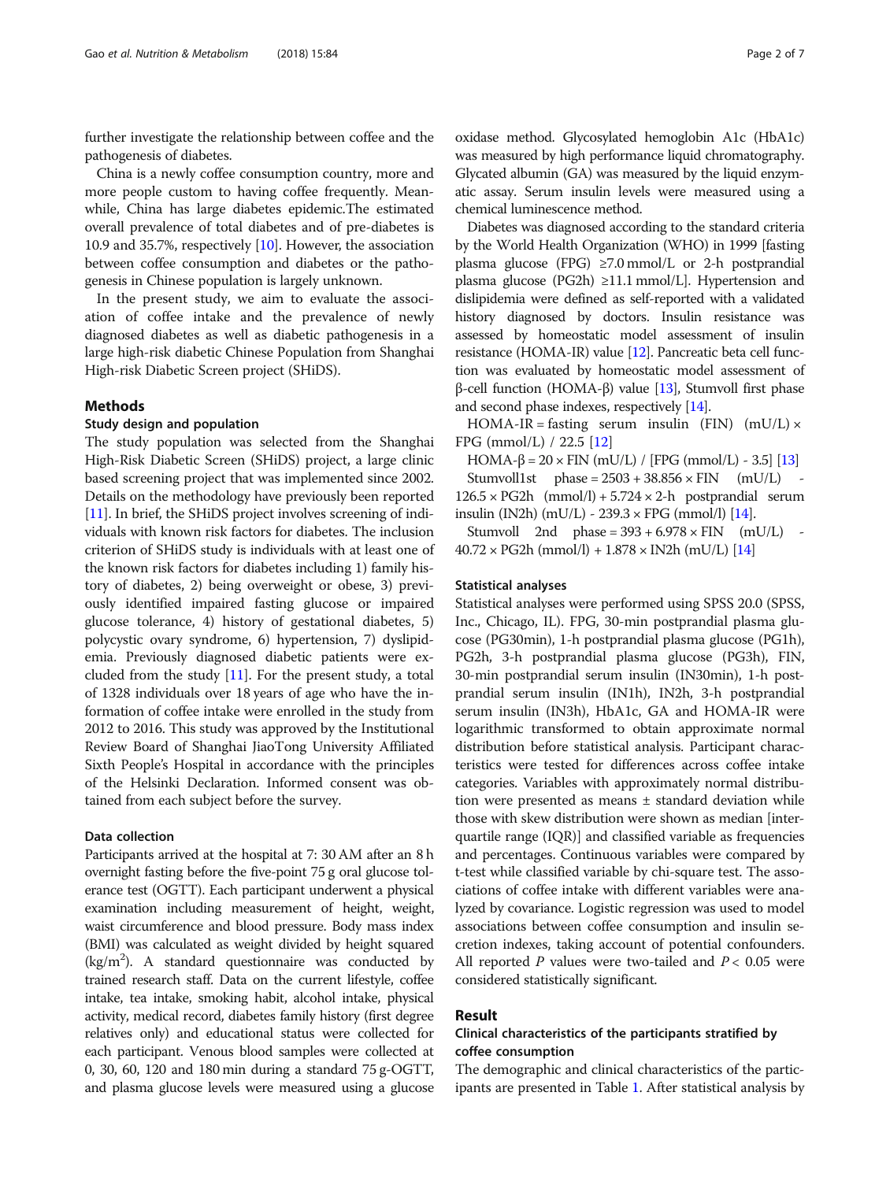further investigate the relationship between coffee and the pathogenesis of diabetes.

China is a newly coffee consumption country, more and more people custom to having coffee frequently. Meanwhile, China has large diabetes epidemic.The estimated overall prevalence of total diabetes and of pre-diabetes is 10.9 and 35.7%, respectively [10]. However, the association between coffee consumption and diabetes or the pathogenesis in Chinese population is largely unknown.

In the present study, we aim to evaluate the association of coffee intake and the prevalence of newly diagnosed diabetes as well as diabetic pathogenesis in a large high-risk diabetic Chinese Population from Shanghai High-risk Diabetic Screen project (SHiDS).

## Methods

### Study design and population

The study population was selected from the Shanghai High-Risk Diabetic Screen (SHiDS) project, a large clinic based screening project that was implemented since 2002. Details on the methodology have previously been reported [11]. In brief, the SHiDS project involves screening of individuals with known risk factors for diabetes. The inclusion criterion of SHiDS study is individuals with at least one of the known risk factors for diabetes including 1) family history of diabetes, 2) being overweight or obese, 3) previously identified impaired fasting glucose or impaired glucose tolerance, 4) history of gestational diabetes, 5) polycystic ovary syndrome, 6) hypertension, 7) dyslipidemia. Previously diagnosed diabetic patients were excluded from the study [11]. For the present study, a total of 1328 individuals over 18 years of age who have the information of coffee intake were enrolled in the study from 2012 to 2016. This study was approved by the Institutional Review Board of Shanghai JiaoTong University Affiliated Sixth People's Hospital in accordance with the principles of the Helsinki Declaration. Informed consent was obtained from each subject before the survey.

### Data collection

Participants arrived at the hospital at 7: 30 AM after an 8 h overnight fasting before the five-point 75 g oral glucose tolerance test (OGTT). Each participant underwent a physical examination including measurement of height, weight, waist circumference and blood pressure. Body mass index (BMI) was calculated as weight divided by height squared (kg/m$^2$). A standard questionnaire was conducted by trained research staff. Data on the current lifestyle, coffee intake, tea intake, smoking habit, alcohol intake, physical activity, medical record, diabetes family history (first degree relatives only) and educational status were collected for each participant. Venous blood samples were collected at 0, 30, 60, 120 and 180 min during a standard 75 g-OGTT, and plasma glucose levels were measured using a glucose oxidase method. Glycosylated hemoglobin A1c (HbA1c) was measured by high performance liquid chromatography. Glycated albumin (GA) was measured by the liquid enzymatic assay. Serum insulin levels were measured using a chemical luminescence method.

Diabetes was diagnosed according to the standard criteria by the World Health Organization (WHO) in 1999 [fasting plasma glucose (FPG) ≥7.0 mmol/L or 2-h postprandial plasma glucose (PG2h) ≥11.1 mmol/L]. Hypertension and dislipidemia were defined as self-reported with a validated history diagnosed by doctors. Insulin resistance was assessed by homeostatic model assessment of insulin resistance (HOMA-IR) value [12]. Pancreatic beta cell function was evaluated by homeostatic model assessment of β-cell function (HOMA-β) value [13], Stumvoll first phase and second phase indexes, respectively [14].

HOMA-IR = fasting serum insulin (FIN) (mU/L) × FPG (mmol/L) / 22.5 [12]

HOMA-β = 20 × FIN (mU/L) / [FPG (mmol/L) - 3.5] [13]

Stumvoll1st phase = 2503 + 38.856 × FIN (mU/L) - 126.5 × PG2h (mmol/l) + 5.724 × 2-h postprandial serum insulin (IN2h) (mU/L) - 239.3 × FPG (mmol/l) [14].

Stumvoll 2nd phase = 393 + 6.978 × FIN (mU/L) - 40.72 × PG2h (mmol/l) + 1.878 × IN2h (mU/L) [14]

### Statistical analyses

Statistical analyses were performed using SPSS 20.0 (SPSS, Inc., Chicago, IL). FPG, 30-min postprandial plasma glucose (PG30min), 1-h postprandial plasma glucose (PG1h), PG2h, 3-h postprandial plasma glucose (PG3h), FIN, 30-min postprandial serum insulin (IN30min), 1-h postprandial serum insulin (IN1h), IN2h, 3-h postprandial serum insulin (IN3h), HbA1c, GA and HOMA-IR were logarithmic transformed to obtain approximate normal distribution before statistical analysis. Participant characteristics were tested for differences across coffee intake categories. Variables with approximately normal distribution were presented as means ± standard deviation while those with skew distribution were shown as median [interquartile range (IQR)] and classified variable as frequencies and percentages. Continuous variables were compared by t-test while classified variable by chi-square test. The associations of coffee intake with different variables were analyzed by covariance. Logistic regression was used to model associations between coffee consumption and insulin secretion indexes, taking account of potential confounders. All reported $P$ values were two-tailed and $P < 0.05$ were considered statistically significant.

## Result

### Clinical characteristics of the participants stratified by coffee consumption

The demographic and clinical characteristics of the participants are presented in Table 1. After statistical analysis by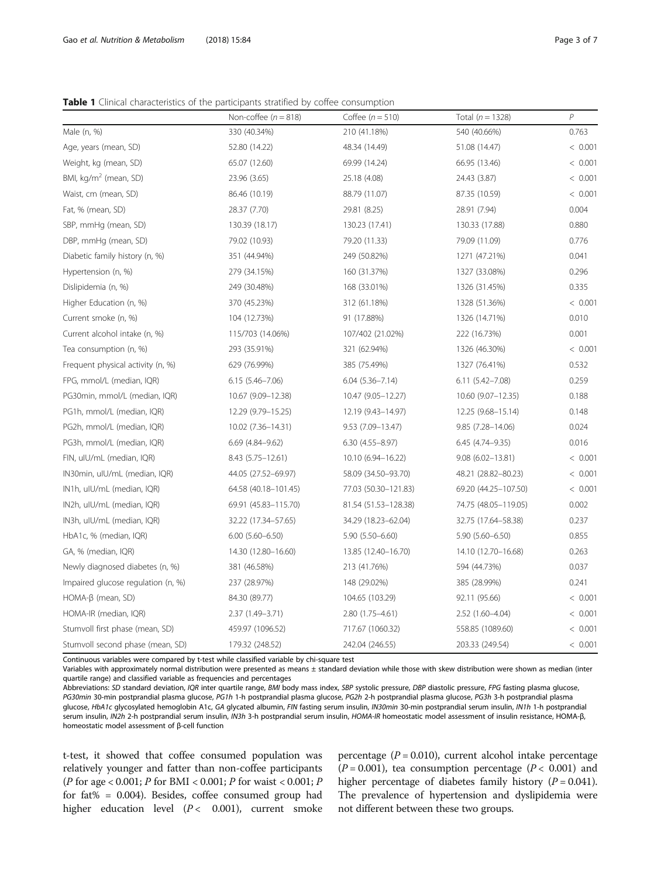**Table 1** Clinical characteristics of the participants stratified by coffee consumption

| | Non-coffee ($n = 818$) | Coffee ($n = 510$) | Total ($n = 1328$) | $P$ |
|---|---|---|---|---|
| Male (n, %) | 330 (40.34%) | 210 (41.18%) | 540 (40.66%) | 0.763 |
| Age, years (mean, SD) | 52.80 (14.22) | 48.34 (14.49) | 51.08 (14.47) | < 0.001 |
| Weight, kg (mean, SD) | 65.07 (12.60) | 69.99 (14.24) | 66.95 (13.46) | < 0.001 |
| BMI, kg/m$^2$ (mean, SD) | 23.96 (3.65) | 25.18 (4.08) | 24.43 (3.87) | < 0.001 |
| Waist, cm (mean, SD) | 86.46 (10.19) | 88.79 (11.07) | 87.35 (10.59) | < 0.001 |
| Fat, % (mean, SD) | 28.37 (7.70) | 29.81 (8.25) | 28.91 (7.94) | 0.004 |
| SBP, mmHg (mean, SD) | 130.39 (18.17) | 130.23 (17.41) | 130.33 (17.88) | 0.880 |
| DBP, mmHg (mean, SD) | 79.02 (10.93) | 79.20 (11.33) | 79.09 (11.09) | 0.776 |
| Diabetic family history (n, %) | 351 (44.94%) | 249 (50.82%) | 1271 (47.21%) | 0.041 |
| Hypertension (n, %) | 279 (34.15%) | 160 (31.37%) | 1327 (33.08%) | 0.296 |
| Dislipidemia (n, %) | 249 (30.48%) | 168 (33.01%) | 1326 (31.45%) | 0.335 |
| Higher Education (n, %) | 370 (45.23%) | 312 (61.18%) | 1328 (51.36%) | < 0.001 |
| Current smoke (n, %) | 104 (12.73%) | 91 (17.88%) | 1326 (14.71%) | 0.010 |
| Current alcohol intake (n, %) | 115/703 (14.06%) | 107/402 (21.02%) | 222 (16.73%) | 0.001 |
| Tea consumption (n, %) | 293 (35.91%) | 321 (62.94%) | 1326 (46.30%) | < 0.001 |
| Frequent physical activity (n, %) | 629 (76.99%) | 385 (75.49%) | 1327 (76.41%) | 0.532 |
| FPG, mmol/L (median, IQR) | 6.15 (5.46–7.06) | 6.04 (5.36–7.14) | 6.11 (5.42–7.08) | 0.259 |
| PG30min, mmol/L (median, IQR) | 10.67 (9.09–12.38) | 10.47 (9.05–12.27) | 10.60 (9.07–12.35) | 0.188 |
| PG1h, mmol/L (median, IQR) | 12.29 (9.79–15.25) | 12.19 (9.43–14.97) | 12.25 (9.68–15.14) | 0.148 |
| PG2h, mmol/L (median, IQR) | 10.02 (7.36–14.31) | 9.53 (7.09–13.47) | 9.85 (7.28–14.06) | 0.024 |
| PG3h, mmol/L (median, IQR) | 6.69 (4.84–9.62) | 6.30 (4.55–8.97) | 6.45 (4.74–9.35) | 0.016 |
| FIN, uIU/mL (median, IQR) | 8.43 (5.75–12.61) | 10.10 (6.94–16.22) | 9.08 (6.02–13.81) | < 0.001 |
| IN30min, uIU/mL (median, IQR) | 44.05 (27.52–69.97) | 58.09 (34.50–93.70) | 48.21 (28.82–80.23) | < 0.001 |
| IN1h, uIU/mL (median, IQR) | 64.58 (40.18–101.45) | 77.03 (50.30–121.83) | 69.20 (44.25–107.50) | < 0.001 |
| IN2h, uIU/mL (median, IQR) | 69.91 (45.83–115.70) | 81.54 (51.53–128.38) | 74.75 (48.05–119.05) | 0.002 |
| IN3h, uIU/mL (median, IQR) | 32.22 (17.34–57.65) | 34.29 (18.23–62.04) | 32.75 (17.64–58.38) | 0.237 |
| HbA1c, % (median, IQR) | 6.00 (5.60–6.50) | 5.90 (5.50–6.60) | 5.90 (5.60–6.50) | 0.855 |
| GA, % (median, IQR) | 14.30 (12.80–16.60) | 13.85 (12.40–16.70) | 14.10 (12.70–16.68) | 0.263 |
| Newly diagnosed diabetes (n, %) | 381 (46.58%) | 213 (41.76%) | 594 (44.73%) | 0.037 |
| Impaired glucose regulation (n, %) | 237 (28.97%) | 148 (29.02%) | 385 (28.99%) | 0.241 |
| HOMA-β (mean, SD) | 84.30 (89.77) | 104.65 (103.29) | 92.11 (95.66) | < 0.001 |
| HOMA-IR (median, IQR) | 2.37 (1.49–3.71) | 2.80 (1.75–4.61) | 2.52 (1.60–4.04) | < 0.001 |
| Stumvoll first phase (mean, SD) | 459.97 (1096.52) | 717.67 (1060.32) | 558.85 (1089.60) | < 0.001 |
| Stumvoll second phase (mean, SD) | 179.32 (248.52) | 242.04 (246.55) | 203.33 (249.54) | < 0.001 |

Continuous variables were compared by t-test while classified variable by chi-square test

Variables with approximately normal distribution were presented as means ± standard deviation while those with skew distribution were shown as median (inter quartile range) and classified variable as frequencies and percentages

Abbreviations: *SD* standard deviation, *IQR* inter quartile range, *BMI* body mass index, *SBP* systolic pressure, *DBP* diastolic pressure, *FPG* fasting plasma glucose, *PG30min* 30-min postprandial plasma glucose, *PG1h* 1-h postprandial plasma glucose, *PG2h* 2-h postprandial plasma glucose, *PG3h* 3-h postprandial plasma glucose, *HbA1c* glycosylated hemoglobin A1c, *GA* glycated albumin, *FIN* fasting serum insulin, *IN30min* 30-min postprandial serum insulin, *IN1h* 1-h postprandial serum insulin, *IN2h* 2-h postprandial serum insulin, *IN3h* 3-h postprandial serum insulin, *HOMA-IR* homeostatic model assessment of insulin resistance, HOMA-β, homeostatic model assessment of β-cell function

t-test, it showed that coffee consumed population was relatively younger and fatter than non-coffee participants ($P$ for age < 0.001; $P$ for BMI < 0.001; $P$ for waist < 0.001; $P$ for fat% = 0.004). Besides, coffee consumed group had higher education level ($P <$ 0.001), current smoke percentage ($P = 0.010$), current alcohol intake percentage ($P = 0.001$), tea consumption percentage ($P <$ 0.001) and higher percentage of diabetes family history ($P = 0.041$). The prevalence of hypertension and dyslipidemia were not different between these two groups.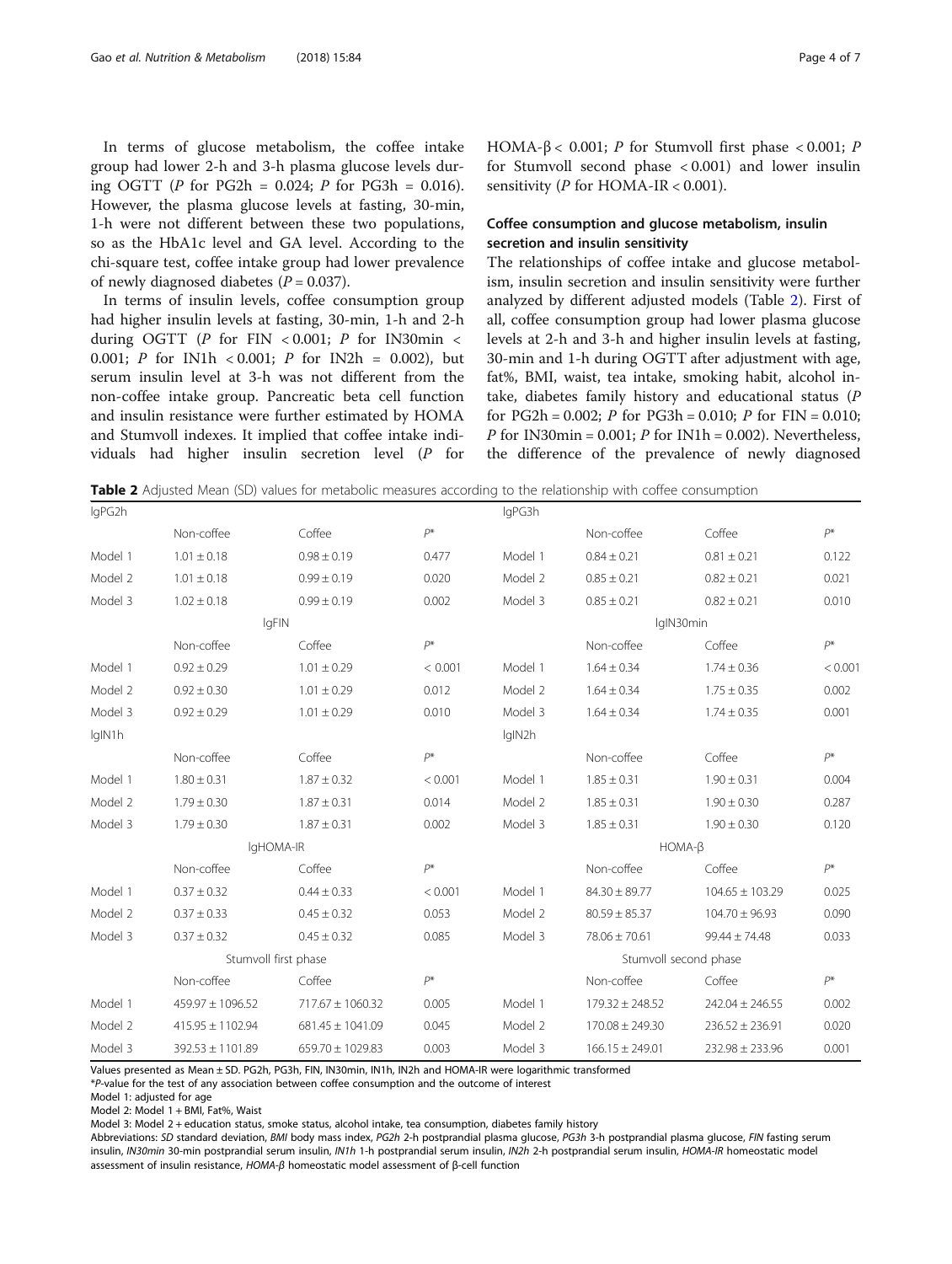In terms of glucose metabolism, the coffee intake group had lower 2-h and 3-h plasma glucose levels during OGTT (*P* for PG2h = 0.024; *P* for PG3h = 0.016). However, the plasma glucose levels at fasting, 30-min, 1-h were not different between these two populations, so as the HbA1c level and GA level. According to the chi-square test, coffee intake group had lower prevalence of newly diagnosed diabetes ($P = 0.037$).

In terms of insulin levels, coffee consumption group had higher insulin levels at fasting, 30-min, 1-h and 2-h during OGTT (*P* for FIN < 0.001; *P* for IN30min < 0.001; *P* for IN1h < 0.001; *P* for IN2h = 0.002), but serum insulin level at 3-h was not different from the non-coffee intake group. Pancreatic beta cell function and insulin resistance were further estimated by HOMA and Stumvoll indexes. It implied that coffee intake individuals had higher insulin secretion level (*P* for HOMA-β < 0.001; *P* for Stumvoll first phase < 0.001; *P* for Stumvoll second phase < 0.001) and lower insulin sensitivity (*P* for HOMA-IR < 0.001).

## Coffee consumption and glucose metabolism, insulin secretion and insulin sensitivity

The relationships of coffee intake and glucose metabolism, insulin secretion and insulin sensitivity were further analyzed by different adjusted models (Table 2). First of all, coffee consumption group had lower plasma glucose levels at 2-h and 3-h and higher insulin levels at fasting, 30-min and 1-h during OGTT after adjustment with age, fat%, BMI, waist, tea intake, smoking habit, alcohol intake, diabetes family history and educational status (*P* for PG2h = 0.002; *P* for PG3h = 0.010; *P* for FIN = 0.010; *P* for IN30min = 0.001; *P* for IN1h = 0.002). Nevertheless, the difference of the prevalence of newly diagnosed

**Table 2** Adjusted Mean (SD) values for metabolic measures according to the relationship with coffee consumption

| lgPG2h | | | | lgPG3h | | | |
|---|---|---|---|---|---|---|---|
| | Non-coffee | Coffee | $P^*$ | | Non-coffee | Coffee | $P^*$ |
| Model 1 | 1.01 ± 0.18 | 0.98 ± 0.19 | 0.477 | Model 1 | 0.84 ± 0.21 | 0.81 ± 0.21 | 0.122 |
| Model 2 | 1.01 ± 0.18 | 0.99 ± 0.19 | 0.020 | Model 2 | 0.85 ± 0.21 | 0.82 ± 0.21 | 0.021 |
| Model 3 | 1.02 ± 0.18 | 0.99 ± 0.19 | 0.002 | Model 3 | 0.85 ± 0.21 | 0.82 ± 0.21 | 0.010 |
| | lgFIN | | | | lgIN30min | | |
| | Non-coffee | Coffee | $P^*$ | | Non-coffee | Coffee | $P^*$ |
| Model 1 | 0.92 ± 0.29 | 1.01 ± 0.29 | < 0.001 | Model 1 | 1.64 ± 0.34 | 1.74 ± 0.36 | < 0.001 |
| Model 2 | 0.92 ± 0.30 | 1.01 ± 0.29 | 0.012 | Model 2 | 1.64 ± 0.34 | 1.75 ± 0.35 | 0.002 |
| Model 3 | 0.92 ± 0.29 | 1.01 ± 0.29 | 0.010 | Model 3 | 1.64 ± 0.34 | 1.74 ± 0.35 | 0.001 |
| lgIN1h | | | | lgIN2h | | | |
| | Non-coffee | Coffee | $P^*$ | | Non-coffee | Coffee | $P^*$ |
| Model 1 | 1.80 ± 0.31 | 1.87 ± 0.32 | < 0.001 | Model 1 | 1.85 ± 0.31 | 1.90 ± 0.31 | 0.004 |
| Model 2 | 1.79 ± 0.30 | 1.87 ± 0.31 | 0.014 | Model 2 | 1.85 ± 0.31 | 1.90 ± 0.30 | 0.287 |
| Model 3 | 1.79 ± 0.30 | 1.87 ± 0.31 | 0.002 | Model 3 | 1.85 ± 0.31 | 1.90 ± 0.30 | 0.120 |
| | lgHOMA-IR | | | | HOMA-β | | |
| | Non-coffee | Coffee | $P^*$ | | Non-coffee | Coffee | $P^*$ |
| Model 1 | 0.37 ± 0.32 | 0.44 ± 0.33 | < 0.001 | Model 1 | 84.30 ± 89.77 | 104.65 ± 103.29 | 0.025 |
| Model 2 | 0.37 ± 0.33 | 0.45 ± 0.32 | 0.053 | Model 2 | 80.59 ± 85.37 | 104.70 ± 96.93 | 0.090 |
| Model 3 | 0.37 ± 0.32 | 0.45 ± 0.32 | 0.085 | Model 3 | 78.06 ± 70.61 | 99.44 ± 74.48 | 0.033 |
| | Stumvoll first phase | | | | Stumvoll second phase | | |
| | Non-coffee | Coffee | $P^*$ | | Non-coffee | Coffee | $P^*$ |
| Model 1 | 459.97 ± 1096.52 | 717.67 ± 1060.32 | 0.005 | Model 1 | 179.32 ± 248.52 | 242.04 ± 246.55 | 0.002 |
| Model 2 | 415.95 ± 1102.94 | 681.45 ± 1041.09 | 0.045 | Model 2 | 170.08 ± 249.30 | 236.52 ± 236.91 | 0.020 |
| Model 3 | 392.53 ± 1101.89 | 659.70 ± 1029.83 | 0.003 | Model 3 | 166.15 ± 249.01 | 232.98 ± 233.96 | 0.001 |

Values presented as Mean ± SD. PG2h, PG3h, FIN, IN30min, IN1h, IN2h and HOMA-IR were logarithmic transformed

*P-value for the test of any association between coffee consumption and the outcome of interest

Model 1: adjusted for age

Model 2: Model 1 + BMI, Fat%, Waist

Model 3: Model 2 + education status, smoke status, alcohol intake, tea consumption, diabetes family history

Abbreviations: *SD* standard deviation, *BMI* body mass index, *PG2h* 2-h postprandial plasma glucose, *PG3h* 3-h postprandial plasma glucose, *FIN* fasting serum insulin, *IN30min* 30-min postprandial serum insulin, *IN1h* 1-h postprandial serum insulin, *IN2h* 2-h postprandial serum insulin, *HOMA-IR* homeostatic model assessment of insulin resistance, *HOMA-β* homeostatic model assessment of β-cell function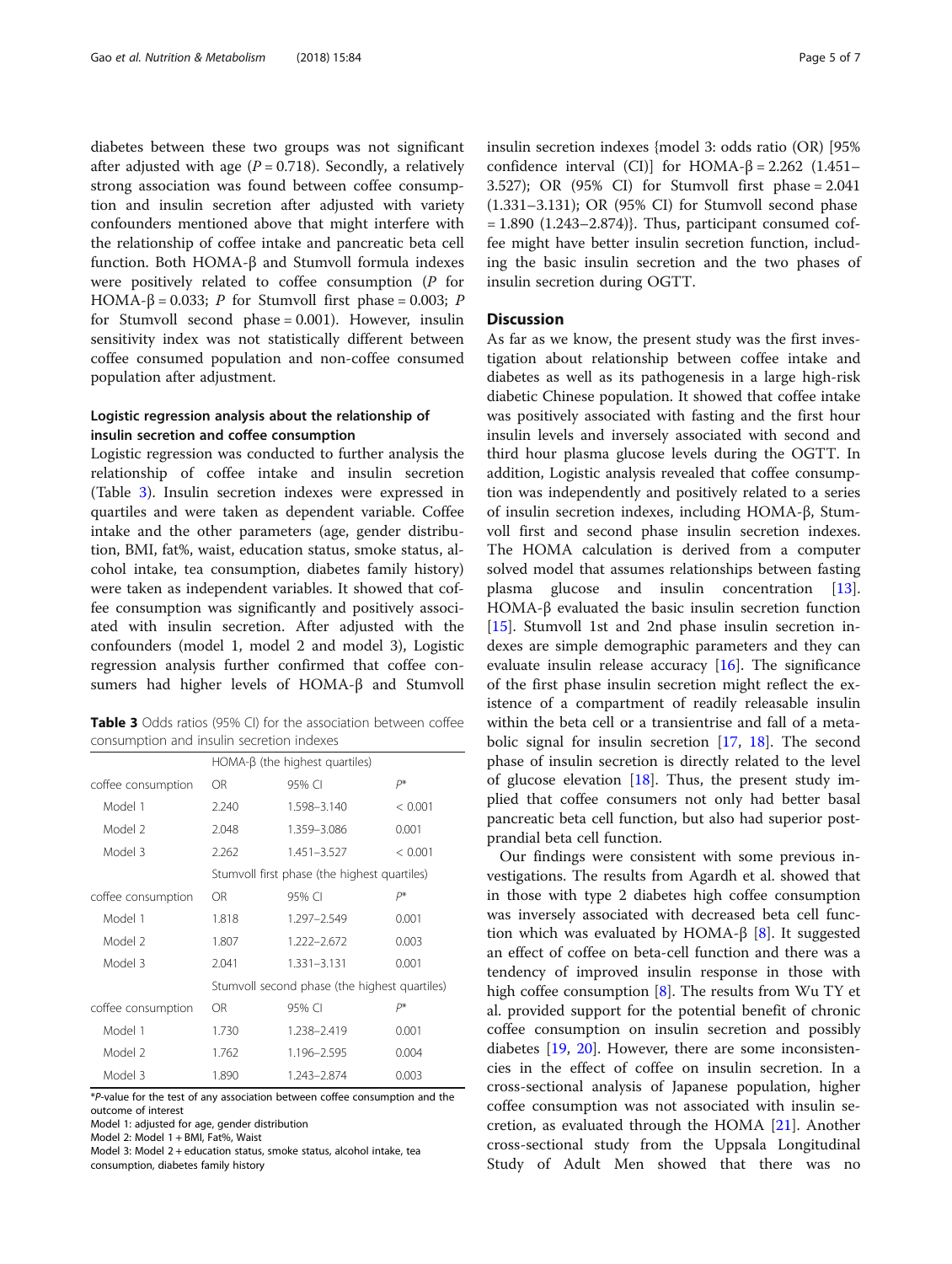diabetes between these two groups was not significant after adjusted with age ($P = 0.718$). Secondly, a relatively strong association was found between coffee consumption and insulin secretion after adjusted with variety confounders mentioned above that might interfere with the relationship of coffee intake and pancreatic beta cell function. Both HOMA-β and Stumvoll formula indexes were positively related to coffee consumption ($P$ for HOMA-β = 0.033; $P$ for Stumvoll first phase = 0.003; $P$ for Stumvoll second phase = 0.001). However, insulin sensitivity index was not statistically different between coffee consumed population and non-coffee consumed population after adjustment.

### Logistic regression analysis about the relationship of insulin secretion and coffee consumption

Logistic regression was conducted to further analysis the relationship of coffee intake and insulin secretion (Table 3). Insulin secretion indexes were expressed in quartiles and were taken as dependent variable. Coffee intake and the other parameters (age, gender distribution, BMI, fat%, waist, education status, smoke status, alcohol intake, tea consumption, diabetes family history) were taken as independent variables. It showed that coffee consumption was significantly and positively associated with insulin secretion. After adjusted with the confounders (model 1, model 2 and model 3), Logistic regression analysis further confirmed that coffee consumers had higher levels of HOMA-β and Stumvoll insulin secretion indexes {model 3: odds ratio (OR) [95% confidence interval (CI)] for HOMA-β = 2.262 (1.451–3.527); OR (95% CI) for Stumvoll first phase = 2.041 (1.331–3.131); OR (95% CI) for Stumvoll second phase = 1.890 (1.243–2.874)}. Thus, participant consumed coffee might have better insulin secretion function, including the basic insulin secretion and the two phases of insulin secretion during OGTT.

**Table 3** Odds ratios (95% CI) for the association between coffee consumption and insulin secretion indexes

| | HOMA-β (the highest quartiles) | | |
|---|---|---|---|
| coffee consumption | OR | 95% CI | P* |
| Model 1 | 2.240 | 1.598–3.140 | < 0.001 |
| Model 2 | 2.048 | 1.359–3.086 | 0.001 |
| Model 3 | 2.262 | 1.451–3.527 | < 0.001 |
| | Stumvoll first phase (the highest quartiles) | | |
| coffee consumption | OR | 95% CI | P* |
| Model 1 | 1.818 | 1.297–2.549 | 0.001 |
| Model 2 | 1.807 | 1.222–2.672 | 0.003 |
| Model 3 | 2.041 | 1.331–3.131 | 0.001 |
| | Stumvoll second phase (the highest quartiles) | | |
| coffee consumption | OR | 95% CI | P* |
| Model 1 | 1.730 | 1.238–2.419 | 0.001 |
| Model 2 | 1.762 | 1.196–2.595 | 0.004 |
| Model 3 | 1.890 | 1.243–2.874 | 0.003 |

*P-value for the test of any association between coffee consumption and the outcome of interest
Model 1: adjusted for age, gender distribution
Model 2: Model 1 + BMI, Fat%, Waist
Model 3: Model 2 + education status, smoke status, alcohol intake, tea consumption, diabetes family history

## Discussion

As far as we know, the present study was the first investigation about relationship between coffee intake and diabetes as well as its pathogenesis in a large high-risk diabetic Chinese population. It showed that coffee intake was positively associated with fasting and the first hour insulin levels and inversely associated with second and third hour plasma glucose levels during the OGTT. In addition, Logistic analysis revealed that coffee consumption was independently and positively related to a series of insulin secretion indexes, including HOMA-β, Stumvoll first and second phase insulin secretion indexes. The HOMA calculation is derived from a computer solved model that assumes relationships between fasting plasma glucose and insulin concentration [13]. HOMA-β evaluated the basic insulin secretion function [15]. Stumvoll 1st and 2nd phase insulin secretion indexes are simple demographic parameters and they can evaluate insulin release accuracy [16]. The significance of the first phase insulin secretion might reflect the existence of a compartment of readily releasable insulin within the beta cell or a transientrise and fall of a metabolic signal for insulin secretion [17, 18]. The second phase of insulin secretion is directly related to the level of glucose elevation [18]. Thus, the present study implied that coffee consumers not only had better basal pancreatic beta cell function, but also had superior postprandial beta cell function.

Our findings were consistent with some previous investigations. The results from Agardh et al. showed that in those with type 2 diabetes high coffee consumption was inversely associated with decreased beta cell function which was evaluated by HOMA-β [8]. It suggested an effect of coffee on beta-cell function and there was a tendency of improved insulin response in those with high coffee consumption [8]. The results from Wu TY et al. provided support for the potential benefit of chronic coffee consumption on insulin secretion and possibly diabetes [19, 20]. However, there are some inconsistencies in the effect of coffee on insulin secretion. In a cross-sectional analysis of Japanese population, higher coffee consumption was not associated with insulin secretion, as evaluated through the HOMA [21]. Another cross-sectional study from the Uppsala Longitudinal Study of Adult Men showed that there was no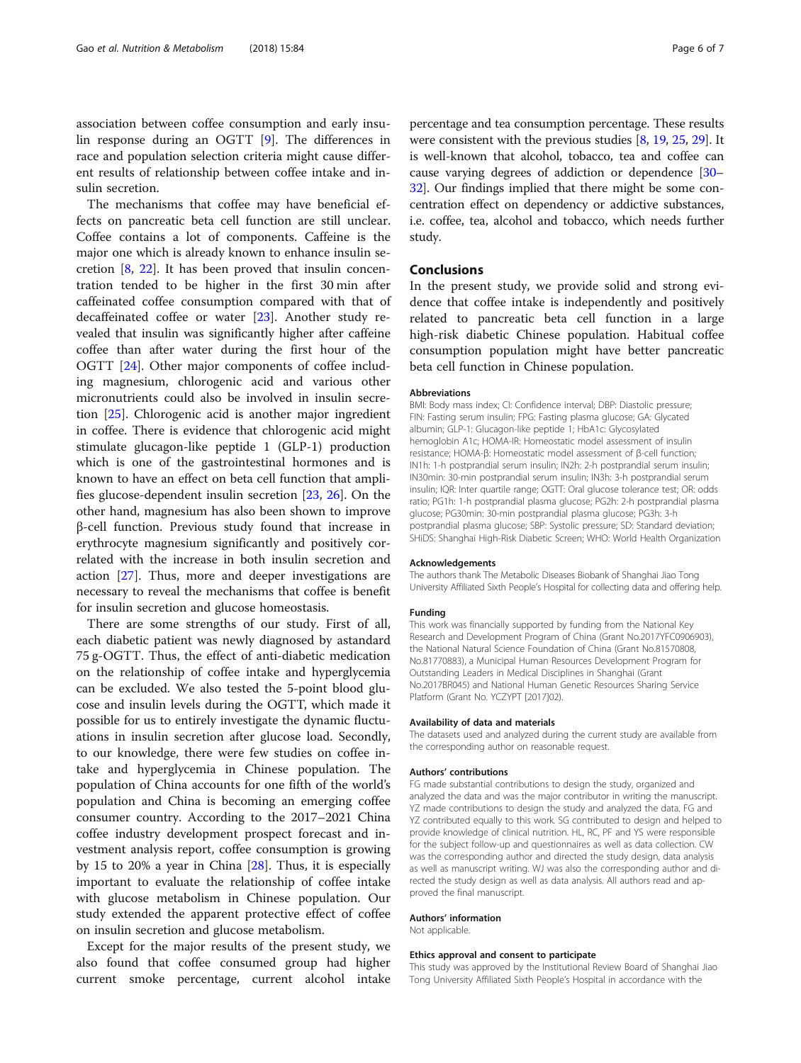association between coffee consumption and early insulin response during an OGTT [9]. The differences in race and population selection criteria might cause different results of relationship between coffee intake and insulin secretion.

The mechanisms that coffee may have beneficial effects on pancreatic beta cell function are still unclear. Coffee contains a lot of components. Caffeine is the major one which is already known to enhance insulin secretion [8, 22]. It has been proved that insulin concentration tended to be higher in the first 30 min after caffeinated coffee consumption compared with that of decaffeinated coffee or water [23]. Another study revealed that insulin was significantly higher after caffeine coffee than after water during the first hour of the OGTT [24]. Other major components of coffee including magnesium, chlorogenic acid and various other micronutrients could also be involved in insulin secretion [25]. Chlorogenic acid is another major ingredient in coffee. There is evidence that chlorogenic acid might stimulate glucagon-like peptide 1 (GLP-1) production which is one of the gastrointestinal hormones and is known to have an effect on beta cell function that amplifies glucose-dependent insulin secretion [23, 26]. On the other hand, magnesium has also been shown to improve β-cell function. Previous study found that increase in erythrocyte magnesium significantly and positively correlated with the increase in both insulin secretion and action [27]. Thus, more and deeper investigations are necessary to reveal the mechanisms that coffee is benefit for insulin secretion and glucose homeostasis.

There are some strengths of our study. First of all, each diabetic patient was newly diagnosed by astandard 75 g-OGTT. Thus, the effect of anti-diabetic medication on the relationship of coffee intake and hyperglycemia can be excluded. We also tested the 5-point blood glucose and insulin levels during the OGTT, which made it possible for us to entirely investigate the dynamic fluctuations in insulin secretion after glucose load. Secondly, to our knowledge, there were few studies on coffee intake and hyperglycemia in Chinese population. The population of China accounts for one fifth of the world's population and China is becoming an emerging coffee consumer country. According to the 2017–2021 China coffee industry development prospect forecast and investment analysis report, coffee consumption is growing by 15 to 20% a year in China [28]. Thus, it is especially important to evaluate the relationship of coffee intake with glucose metabolism in Chinese population. Our study extended the apparent protective effect of coffee on insulin secretion and glucose metabolism.

Except for the major results of the present study, we also found that coffee consumed group had higher current smoke percentage, current alcohol intake percentage and tea consumption percentage. These results were consistent with the previous studies [8, 19, 25, 29]. It is well-known that alcohol, tobacco, tea and coffee can cause varying degrees of addiction or dependence [30–32]. Our findings implied that there might be some concentration effect on dependency or addictive substances, i.e. coffee, tea, alcohol and tobacco, which needs further study.

## Conclusions

In the present study, we provide solid and strong evidence that coffee intake is independently and positively related to pancreatic beta cell function in a large high-risk diabetic Chinese population. Habitual coffee consumption population might have better pancreatic beta cell function in Chinese population.

#### Abbreviations

BMI: Body mass index; CI: Confidence interval; DBP: Diastolic pressure; FIN: Fasting serum insulin; FPG: Fasting plasma glucose; GA: Glycated albumin; GLP-1: Glucagon-like peptide 1; HbA1c: Glycosylated hemoglobin A1c; HOMA-IR: Homeostatic model assessment of insulin resistance; HOMA-β: Homeostatic model assessment of β-cell function; IN1h: 1-h postprandial serum insulin; IN2h: 2-h postprandial serum insulin; IN30min: 30-min postprandial serum insulin; IN3h: 3-h postprandial serum insulin; IQR: Inter quartile range; OGTT: Oral glucose tolerance test; OR: odds ratio; PG1h: 1-h postprandial plasma glucose; PG2h: 2-h postprandial plasma glucose; PG30min: 30-min postprandial plasma glucose; PG3h: 3-h postprandial plasma glucose; SBP: Systolic pressure; SD: Standard deviation; SHiDS: Shanghai High-Risk Diabetic Screen; WHO: World Health Organization

#### Acknowledgements

The authors thank The Metabolic Diseases Biobank of Shanghai Jiao Tong University Affiliated Sixth People's Hospital for collecting data and offering help.

#### Funding

This work was financially supported by funding from the National Key Research and Development Program of China (Grant No.2017YFC0906903), the National Natural Science Foundation of China (Grant No.81570808, No.81770883), a Municipal Human Resources Development Program for Outstanding Leaders in Medical Disciplines in Shanghai (Grant No.2017BR045) and National Human Genetic Resources Sharing Service Platform (Grant No. YCZYPT [2017]02).

#### Availability of data and materials

The datasets used and analyzed during the current study are available from the corresponding author on reasonable request.

#### Authors' contributions

FG made substantial contributions to design the study, organized and analyzed the data and was the major contributor in writing the manuscript. YZ made contributions to design the study and analyzed the data. FG and YZ contributed equally to this work. SG contributed to design and helped to provide knowledge of clinical nutrition. HL, RC, PF and YS were responsible for the subject follow-up and questionnaires as well as data collection. CW was the corresponding author and directed the study design, data analysis as well as manuscript writing. WJ was also the corresponding author and directed the study design as well as data analysis. All authors read and approved the final manuscript.

#### Authors' information

Not applicable.

#### Ethics approval and consent to participate

This study was approved by the Institutional Review Board of Shanghai Jiao Tong University Affiliated Sixth People's Hospital in accordance with the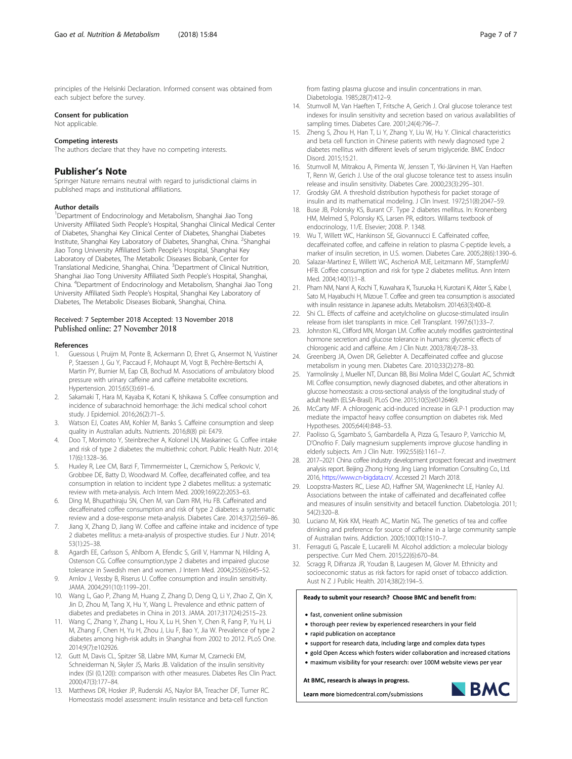principles of the Helsinki Declaration. Informed consent was obtained from each subject before the survey.

### Consent for publication
Not applicable.

### Competing interests
The authors declare that they have no competing interests.

## Publisher's Note
Springer Nature remains neutral with regard to jurisdictional claims in published maps and institutional affiliations.

### Author details
[1]Department of Endocrinology and Metabolism, Shanghai Jiao Tong University Affiliated Sixth People's Hospital, Shanghai Clinical Medical Center of Diabetes, Shanghai Key Clinical Center of Diabetes, Shanghai Diabetes Institute, Shanghai Key Laboratory of Diabetes, Shanghai, China. [2]Shanghai Jiao Tong University Affiliated Sixth People's Hospital, Shanghai Key Laboratory of Diabetes, The Metabolic Diseases Biobank, Center for Translational Medicine, Shanghai, China. [3]Department of Clinical Nutrition, Shanghai Jiao Tong University Affiliated Sixth People's Hospital, Shanghai, China. [4]Department of Endocrinology and Metabolism, Shanghai Jiao Tong University Affiliated Sixth People's Hospital, Shanghai Key Laboratory of Diabetes, The Metabolic Diseases Biobank, Shanghai, China.

Received: 7 September 2018 Accepted: 13 November 2018
Published online: 27 November 2018

### References
1. Guessous I, Pruijm M, Ponte B, Ackermann D, Ehret G, Ansermot N, Vuistiner P, Staessen J, Gu Y, Paccaud F, Mohaupt M, Vogt B, Pechère-Bertschi A, Martin PY, Burnier M, Eap CB, Bochud M. Associations of ambulatory blood pressure with urinary caffeine and caffeine metabolite excretions. Hypertension. 2015;65(3):691–6.
2. Sakamaki T, Hara M, Kayaba K, Kotani K, Ishikawa S. Coffee consumption and incidence of subarachnoid hemorrhage: the Jichi medical school cohort study. J Epidemiol. 2016;26(2):71–5.
3. Watson EJ, Coates AM, Kohler M, Banks S. Caffeine consumption and sleep quality in Australian adults. Nutrients. 2016;8(8) pii: E479.
4. Doo T, Morimoto Y, Steinbrecher A, Kolonel LN, Maskarinec G. Coffee intake and risk of type 2 diabetes: the multiethnic cohort. Public Health Nutr. 2014; 17(6):1328–36.
5. Huxley R, Lee CM, Barzi F, Timmermeister L, Czernichow S, Perkovic V, Grobbee DE, Batty D, Woodward M. Coffee, decaffeinated coffee, and tea consumption in relation to incident type 2 diabetes mellitus: a systematic review with meta-analysis. Arch Intern Med. 2009;169(22):2053–63.
6. Ding M, Bhupathiraju SN, Chen M, van Dam RM, Hu FB. Caffeinated and decaffeinated coffee consumption and risk of type 2 diabetes: a systematic review and a dose-response meta-analysis. Diabetes Care. 2014;37(2):569–86.
7. Jiang X, Zhang D, Jiang W. Coffee and caffeine intake and incidence of type 2 diabetes mellitus: a meta-analysis of prospective studies. Eur J Nutr. 2014; 53(1):25–38.
8. Agardh EE, Carlsson S, Ahlbom A, Efendic S, Grill V, Hammar N, Hilding A, Ostenson CG. Coffee consumption,type 2 diabetes and impaired glucose tolerance in Swedish men and women. J Intern Med. 2004;255(6):645–52.
9. Arnlov J, Vessby B, Riserus U. Coffee consumption and insulin sensitivity. JAMA. 2004;291(10):1199–201.
10. Wang L, Gao P, Zhang M, Huang Z, Zhang D, Deng Q, Li Y, Zhao Z, Qin X, Jin D, Zhou M, Tang X, Hu Y, Wang L. Prevalence and ethnic pattern of diabetes and prediabetes in China in 2013. JAMA. 2017;317(24):2515–23.
11. Wang C, Zhang Y, Zhang L, Hou X, Lu H, Shen Y, Chen R, Fang P, Yu H, Li M, Zhang F, Chen H, Yu H, Zhou J, Liu F, Bao Y, Jia W. Prevalence of type 2 diabetes among high-risk adults in Shanghai from 2002 to 2012. PLoS One. 2014;9(7):e102926.
12. Gutt M, Davis CL, Spitzer SB, Llabre MM, Kumar M, Czarnecki EM, Schneiderman N, Skyler JS, Marks JB. Validation of the insulin sensitivity index (ISI (0,120)): comparison with other measures. Diabetes Res Clin Pract. 2000;47(3):177–84.
13. Matthews DR, Hosker JP, Rudenski AS, Naylor BA, Treacher DF, Turner RC. Homeostasis model assessment: insulin resistance and beta-cell function from fasting plasma glucose and insulin concentrations in man. Diabetologia. 1985;28(7):412–9.
14. Stumvoll M, Van Haeften T, Fritsche A, Gerich J. Oral glucose tolerance test indexes for insulin sensitivity and secretion based on various availabilities of sampling times. Diabetes Care. 2001;24(4):796–7.
15. Zheng S, Zhou H, Han T, Li Y, Zhang Y, Liu W, Hu Y. Clinical characteristics and beta cell function in Chinese patients with newly diagnosed type 2 diabetes mellitus with different levels of serum triglyceride. BMC Endocr Disord. 2015;15:21.
16. Stumvoll M, Mitrakou A, Pimenta W, Jenssen T, Yki-Järvinen H, Van Haeften T, Renn W, Gerich J. Use of the oral glucose tolerance test to assess insulin release and insulin sensitivity. Diabetes Care. 2000;23(3):295–301.
17. Grodsky GM. A threshold distribution hypothesis for packet storage of insulin and its mathematical modeling. J Clin Invest. 1972;51(8):2047–59.
18. Buse JB, Polonsky KS, Burant CF. Type 2 diabetes mellitus. In: Kronenberg HM, Melmed S, Polonsky KS, Larsen PR, editors. Willams textbook of endocrinology, 11/E. Elsevier; 2008. P. 1348.
19. Wu T, Willett WC, Hankinson SE, Giovannucci E. Caffeinated coffee, decaffeinated coffee, and caffeine in relation to plasma C-peptide levels, a marker of insulin secretion, in U.S. women. Diabetes Care. 2005;28(6):1390–6.
20. Salazar-Martinez E, Willett WC, AscherioA MJE, Leitzmann MF, StampferMJ HFB. Coffee consumption and risk for type 2 diabetes mellitus. Ann Intern Med. 2004;140(1):1–8.
21. Pham NM, Nanri A, Kochi T, Kuwahara K, Tsuruoka H, Kurotani K, Akter S, Kabe I, Sato M, Hayabuchi H, Mizoue T. Coffee and green tea consumption is associated with insulin resistance in Japanese adults. Metabolism. 2014;63(3):400–8.
22. Shi CL. Effects of caffeine and acetylcholine on glucose-stimulated insulin release from islet transplants in mice. Cell Transplant. 1997;6(1):33–7.
23. Johnston KL, Clifford MN, Morgan LM. Coffee acutely modifies gastrointestinal hormone secretion and glucose tolerance in humans: glycemic effects of chlorogenic acid and caffeine. Am J Clin Nutr. 2003;78(4):728–33.
24. Greenberg JA, Owen DR, Geliebter A. Decaffeinated coffee and glucose metabolism in young men. Diabetes Care. 2010;33(2):278–80.
25. Yarmolinsky J, Mueller NT, Duncan BB, Bisi Molina Mdel C, Goulart AC, Schmidt MI. Coffee consumption, newly diagnosed diabetes, and other alterations in glucose homeostasis: a cross-sectional analysis of the longitudinal study of adult health (ELSA-Brasil). PLoS One. 2015;10(5):e0126469.
26. McCarty MF. A chlorogenic acid-induced increase in GLP-1 production may mediate the impactof heavy coffee consumption on diabetes risk. Med Hypotheses. 2005;64(4):848–53.
27. Paolisso G, Sgambato S, Gambardella A, Pizza G, Tesauro P, Varricchio M, D'Onofrio F. Daily magnesium supplements improve glucose handling in elderly subjects. Am J Clin Nutr. 1992;55(6):1161–7.
28. 2017–2021 China coffee industry development prospect forecast and investment analysis report. Beijing Zhong Hong Jing Liang Information Consulting Co., Ltd. 2016, https://www.cn-bigdata.cn/. Accessed 21 March 2018.
29. Loopstra-Masters RC, Liese AD, Haffner SM, Wagenknecht LE, Hanley AJ. Associations between the intake of caffeinated and decaffeinated coffee and measures of insulin sensitivity and betacell function. Diabetologia. 2011; 54(2):320–8.
30. Luciano M, Kirk KM, Heath AC, Martin NG. The genetics of tea and coffee drinking and preference for source of caffeine in a large community sample of Australian twins. Addiction. 2005;100(10):1510–7.
31. Ferraguti G, Pascale E, Lucarelli M. Alcohol addiction: a molecular biology perspective. Curr Med Chem. 2015;22(6):670–84.
32. Scragg R, Difranza JR, Youdan B, Laugesen M, Glover M. Ethnicity and socioeconomic status as risk factors for rapid onset of tobacco addiction. Aust N Z J Public Health. 2014;38(2):194–5.

**Ready to submit your research? Choose BMC and benefit from:**

- fast, convenient online submission
- thorough peer review by experienced researchers in your field
- rapid publication on acceptance
- support for research data, including large and complex data types
- gold Open Access which fosters wider collaboration and increased citations
- maximum visibility for your research: over 100M website views per year

**At BMC, research is always in progress.**

**Learn more** biomedcentral.com/submissions